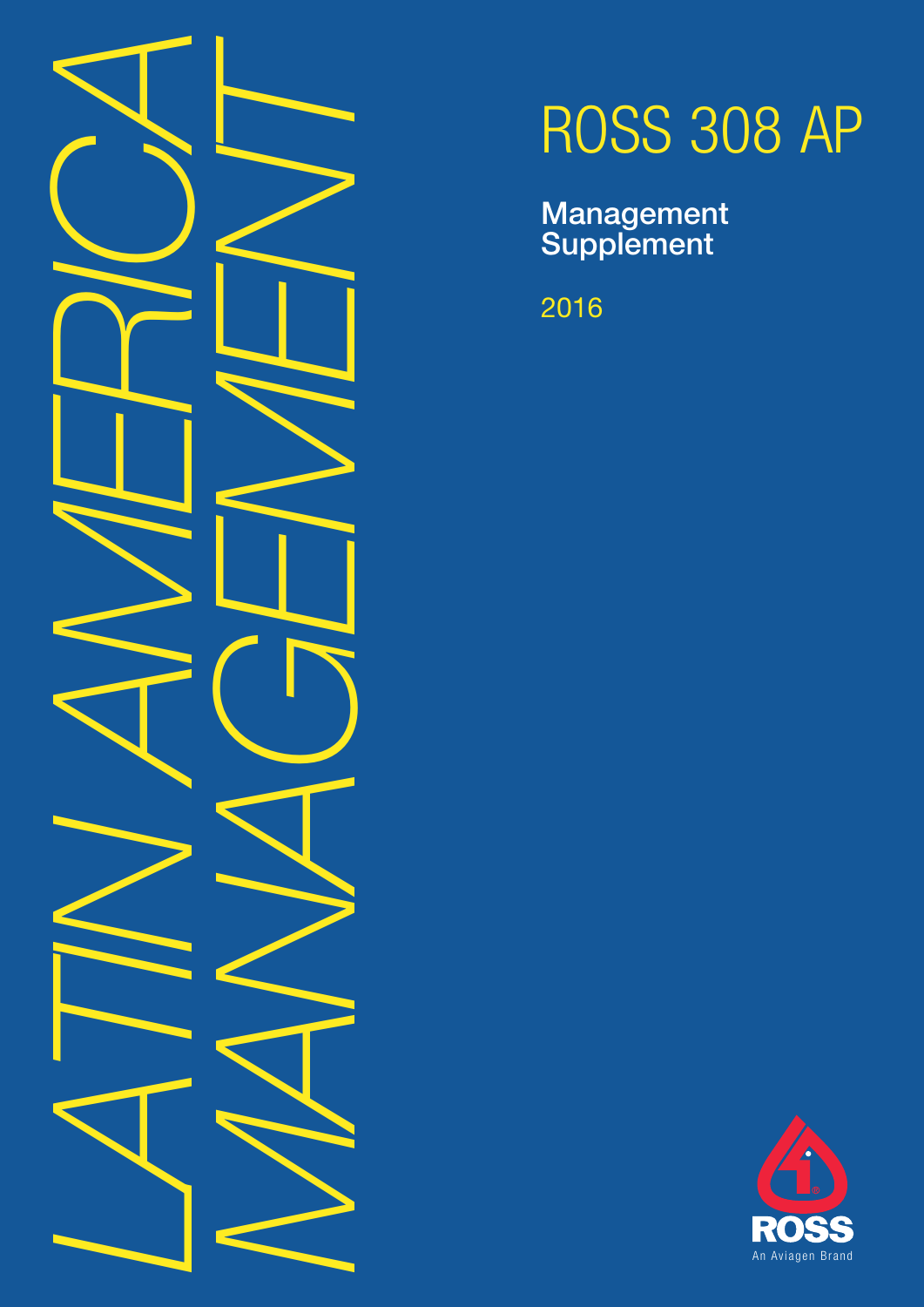# LATIN AMERICA MANAGEMENT

# ROSS 308 AP

## Management Supplement

2016

ROSS
An Aviagen Brand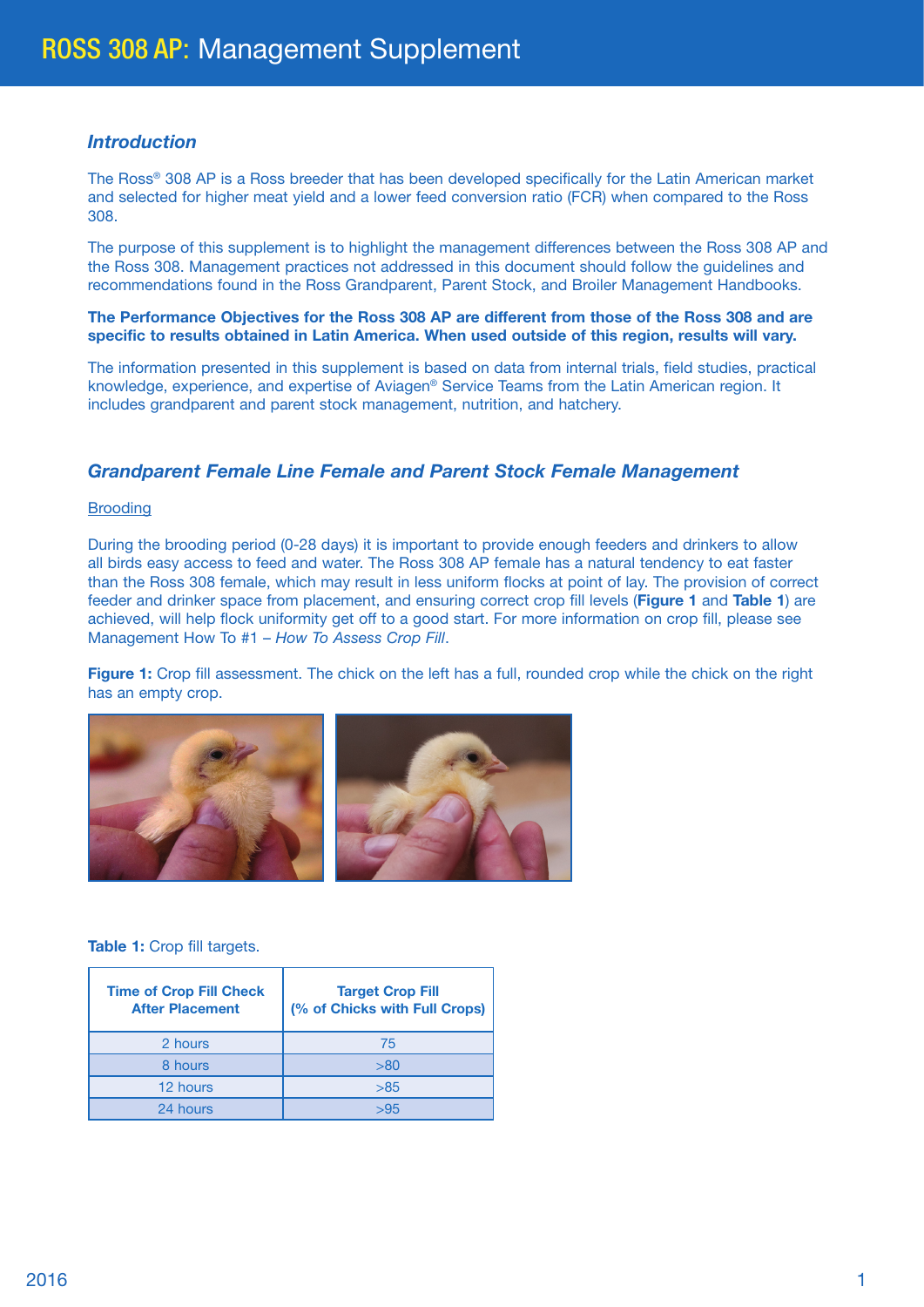# ROSS 308 AP: Management Supplement

## *Introduction*

The Ross® 308 AP is a Ross breeder that has been developed specifically for the Latin American market and selected for higher meat yield and a lower feed conversion ratio (FCR) when compared to the Ross 308.

The purpose of this supplement is to highlight the management differences between the Ross 308 AP and the Ross 308. Management practices not addressed in this document should follow the guidelines and recommendations found in the Ross Grandparent, Parent Stock, and Broiler Management Handbooks.

**The Performance Objectives for the Ross 308 AP are different from those of the Ross 308 and are specific to results obtained in Latin America. When used outside of this region, results will vary.**

The information presented in this supplement is based on data from internal trials, field studies, practical knowledge, experience, and expertise of Aviagen® Service Teams from the Latin American region. It includes grandparent and parent stock management, nutrition, and hatchery.

## *Grandparent Female Line Female and Parent Stock Female Management*

### Brooding

During the brooding period (0-28 days) it is important to provide enough feeders and drinkers to allow all birds easy access to feed and water. The Ross 308 AP female has a natural tendency to eat faster than the Ross 308 female, which may result in less uniform flocks at point of lay. The provision of correct feeder and drinker space from placement, and ensuring correct crop fill levels (**Figure 1** and **Table 1**) are achieved, will help flock uniformity get off to a good start. For more information on crop fill, please see Management How To #1 – *How To Assess Crop Fill*.

**Figure 1:** Crop fill assessment. The chick on the left has a full, rounded crop while the chick on the right has an empty crop.

**Table 1:** Crop fill targets.

| Time of Crop Fill Check After Placement | Target Crop Fill (% of Chicks with Full Crops) |
|---|---|
| 2 hours | 75 |
| 8 hours | >80 |
| 12 hours | >85 |
| 24 hours | >95 |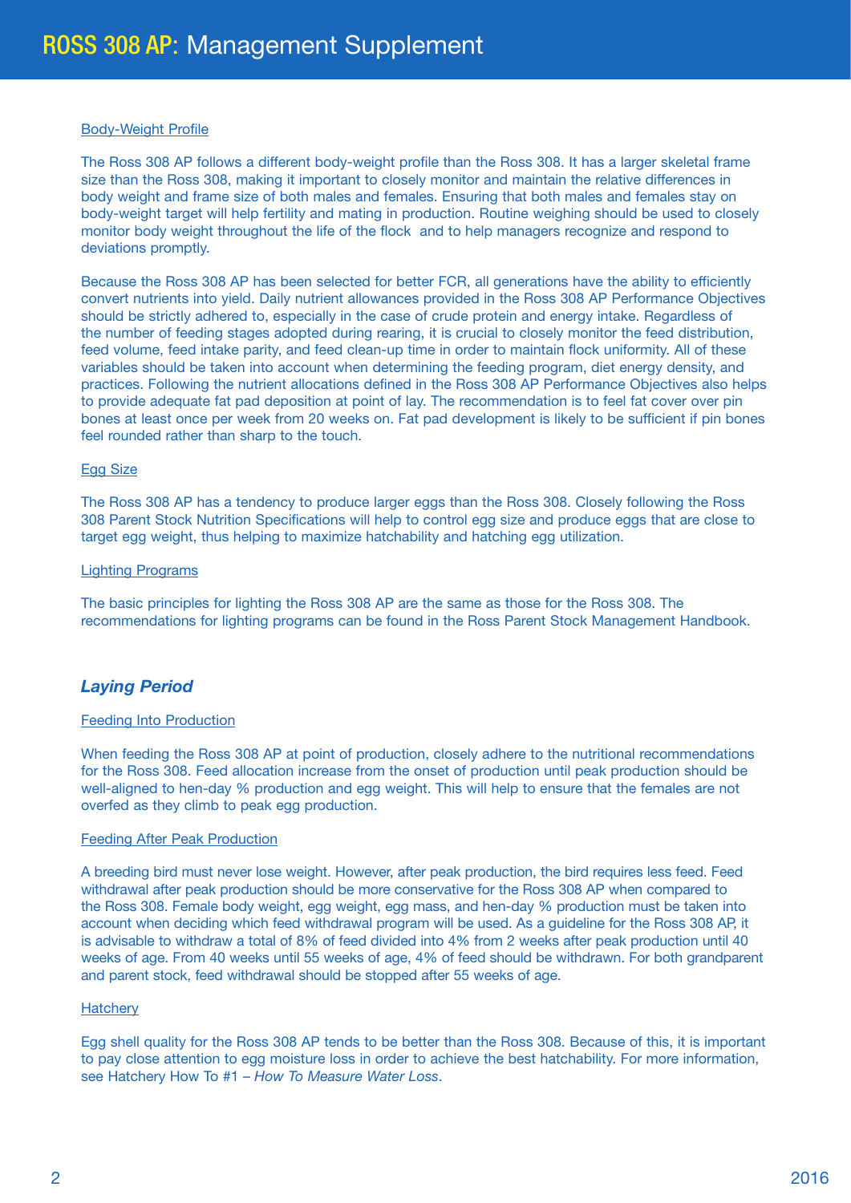### Body-Weight Profile

The Ross 308 AP follows a different body-weight profile than the Ross 308. It has a larger skeletal frame size than the Ross 308, making it important to closely monitor and maintain the relative differences in body weight and frame size of both males and females. Ensuring that both males and females stay on body-weight target will help fertility and mating in production. Routine weighing should be used to closely monitor body weight throughout the life of the flock and to help managers recognize and respond to deviations promptly.

Because the Ross 308 AP has been selected for better FCR, all generations have the ability to efficiently convert nutrients into yield. Daily nutrient allowances provided in the Ross 308 AP Performance Objectives should be strictly adhered to, especially in the case of crude protein and energy intake. Regardless of the number of feeding stages adopted during rearing, it is crucial to closely monitor the feed distribution, feed volume, feed intake parity, and feed clean-up time in order to maintain flock uniformity. All of these variables should be taken into account when determining the feeding program, diet energy density, and practices. Following the nutrient allocations defined in the Ross 308 AP Performance Objectives also helps to provide adequate fat pad deposition at point of lay. The recommendation is to feel fat cover over pin bones at least once per week from 20 weeks on. Fat pad development is likely to be sufficient if pin bones feel rounded rather than sharp to the touch.

### Egg Size

The Ross 308 AP has a tendency to produce larger eggs than the Ross 308. Closely following the Ross 308 Parent Stock Nutrition Specifications will help to control egg size and produce eggs that are close to target egg weight, thus helping to maximize hatchability and hatching egg utilization.

### Lighting Programs

The basic principles for lighting the Ross 308 AP are the same as those for the Ross 308. The recommendations for lighting programs can be found in the Ross Parent Stock Management Handbook.

## *Laying Period*

### Feeding Into Production

When feeding the Ross 308 AP at point of production, closely adhere to the nutritional recommendations for the Ross 308. Feed allocation increase from the onset of production until peak production should be well-aligned to hen-day % production and egg weight. This will help to ensure that the females are not overfed as they climb to peak egg production.

### Feeding After Peak Production

A breeding bird must never lose weight. However, after peak production, the bird requires less feed. Feed withdrawal after peak production should be more conservative for the Ross 308 AP when compared to the Ross 308. Female body weight, egg weight, egg mass, and hen-day % production must be taken into account when deciding which feed withdrawal program will be used. As a guideline for the Ross 308 AP, it is advisable to withdraw a total of 8% of feed divided into 4% from 2 weeks after peak production until 40 weeks of age. From 40 weeks until 55 weeks of age, 4% of feed should be withdrawn. For both grandparent and parent stock, feed withdrawal should be stopped after 55 weeks of age.

### Hatchery

Egg shell quality for the Ross 308 AP tends to be better than the Ross 308. Because of this, it is important to pay close attention to egg moisture loss in order to achieve the best hatchability. For more information, see Hatchery How To #1 – *How To Measure Water Loss*.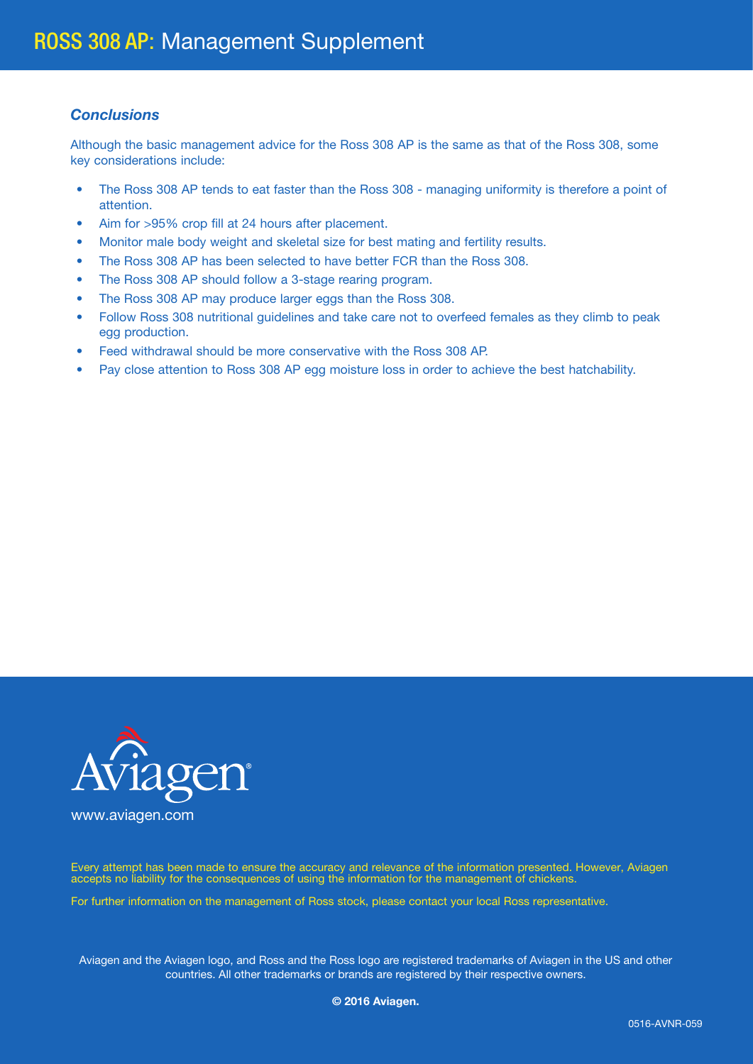### *Conclusions*

Although the basic management advice for the Ross 308 AP is the same as that of the Ross 308, some key considerations include:

- The Ross 308 AP tends to eat faster than the Ross 308 - managing uniformity is therefore a point of attention.
- Aim for >95% crop fill at 24 hours after placement.
- Monitor male body weight and skeletal size for best mating and fertility results.
- The Ross 308 AP has been selected to have better FCR than the Ross 308.
- The Ross 308 AP should follow a 3-stage rearing program.
- The Ross 308 AP may produce larger eggs than the Ross 308.
- Follow Ross 308 nutritional guidelines and take care not to overfeed females as they climb to peak egg production.
- Feed withdrawal should be more conservative with the Ross 308 AP.
- Pay close attention to Ross 308 AP egg moisture loss in order to achieve the best hatchability.

Aviagen®

www.aviagen.com

Every attempt has been made to ensure the accuracy and relevance of the information presented. However, Aviagen accepts no liability for the consequences of using the information for the management of chickens.

For further information on the management of Ross stock, please contact your local Ross representative.

Aviagen and the Aviagen logo, and Ross and the Ross logo are registered trademarks of Aviagen in the US and other countries. All other trademarks or brands are registered by their respective owners.

**© 2016 Aviagen.**

0516-AVNR-059